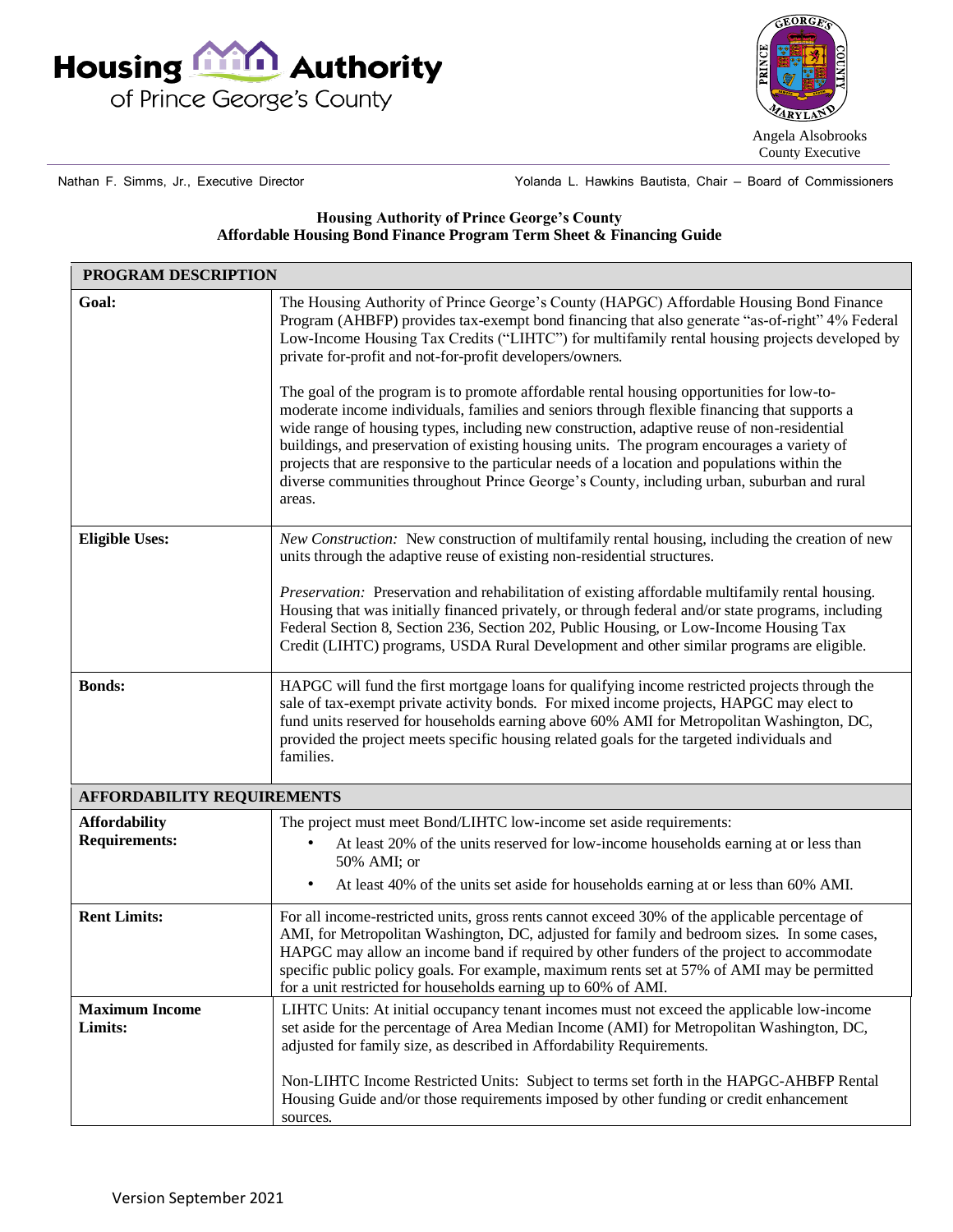Housing Authority of Prince George's County

Angela Alsobrooks
County Executive

Nathan F. Simms, Jr., Executive Director

Yolanda L. Hawkins Bautista, Chair – Board of Commissioners

**Housing Authority of Prince George's County**
**Affordable Housing Bond Finance Program Term Sheet & Financing Guide**

| **PROGRAM DESCRIPTION** | |
|---|---|
| **Goal:** | The Housing Authority of Prince George's County (HAPGC) Affordable Housing Bond Finance Program (AHBFP) provides tax-exempt bond financing that also generate "as-of-right" 4% Federal Low-Income Housing Tax Credits ("LIHTC") for multifamily rental housing projects developed by private for-profit and not-for-profit developers/owners.<br><br>The goal of the program is to promote affordable rental housing opportunities for low-to-moderate income individuals, families and seniors through flexible financing that supports a wide range of housing types, including new construction, adaptive reuse of non-residential buildings, and preservation of existing housing units. The program encourages a variety of projects that are responsive to the particular needs of a location and populations within the diverse communities throughout Prince George's County, including urban, suburban and rural areas. |
| **Eligible Uses:** | *New Construction:* New construction of multifamily rental housing, including the creation of new units through the adaptive reuse of existing non-residential structures.<br><br>*Preservation:* Preservation and rehabilitation of existing affordable multifamily rental housing. Housing that was initially financed privately, or through federal and/or state programs, including Federal Section 8, Section 236, Section 202, Public Housing, or Low-Income Housing Tax Credit (LIHTC) programs, USDA Rural Development and other similar programs are eligible. |
| **Bonds:** | HAPGC will fund the first mortgage loans for qualifying income restricted projects through the sale of tax-exempt private activity bonds. For mixed income projects, HAPGC may elect to fund units reserved for households earning above 60% AMI for Metropolitan Washington, DC, provided the project meets specific housing related goals for the targeted individuals and families. |
| **AFFORDABILITY REQUIREMENTS** | |
| **Affordability Requirements:** | The project must meet Bond/LIHTC low-income set aside requirements:<br>• At least 20% of the units reserved for low-income households earning at or less than 50% AMI; or<br>• At least 40% of the units set aside for households earning at or less than 60% AMI. |
| **Rent Limits:** | For all income-restricted units, gross rents cannot exceed 30% of the applicable percentage of AMI, for Metropolitan Washington, DC, adjusted for family and bedroom sizes. In some cases, HAPGC may allow an income band if required by other funders of the project to accommodate specific public policy goals. For example, maximum rents set at 57% of AMI may be permitted for a unit restricted for households earning up to 60% of AMI. |
| **Maximum Income Limits:** | LIHTC Units: At initial occupancy tenant incomes must not exceed the applicable low-income set aside for the percentage of Area Median Income (AMI) for Metropolitan Washington, DC, adjusted for family size, as described in Affordability Requirements.<br><br>Non-LIHTC Income Restricted Units: Subject to terms set forth in the HAPGC-AHBFP Rental Housing Guide and/or those requirements imposed by other funding or credit enhancement sources. |

Version September 2021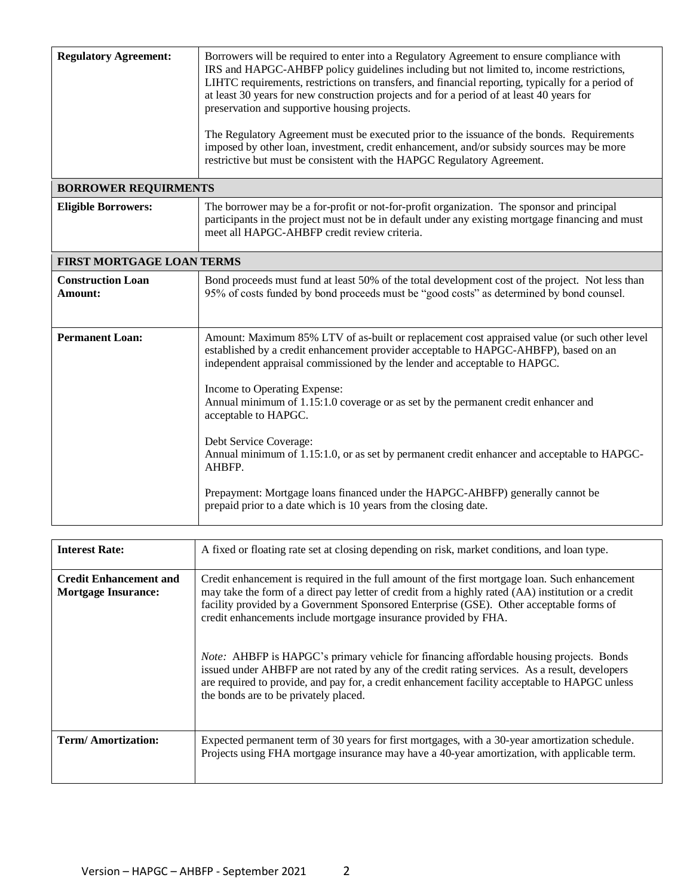| | |
|---|---|
| **Regulatory Agreement:** | Borrowers will be required to enter into a Regulatory Agreement to ensure compliance with IRS and HAPGC-AHBFP policy guidelines including but not limited to, income restrictions, LIHTC requirements, restrictions on transfers, and financial reporting, typically for a period of at least 30 years for new construction projects and for a period of at least 40 years for preservation and supportive housing projects.<br><br>The Regulatory Agreement must be executed prior to the issuance of the bonds. Requirements imposed by other loan, investment, credit enhancement, and/or subsidy sources may be more restrictive but must be consistent with the HAPGC Regulatory Agreement. |
| **BORROWER REQUIRMENTS** | |
| **Eligible Borrowers:** | The borrower may be a for-profit or not-for-profit organization. The sponsor and principal participants in the project must not be in default under any existing mortgage financing and must meet all HAPGC-AHBFP credit review criteria. |
| **FIRST MORTGAGE LOAN TERMS** | |
| **Construction Loan Amount:** | Bond proceeds must fund at least 50% of the total development cost of the project. Not less than 95% of costs funded by bond proceeds must be "good costs" as determined by bond counsel. |
| **Permanent Loan:** | Amount: Maximum 85% LTV of as-built or replacement cost appraised value (or such other level established by a credit enhancement provider acceptable to HAPGC-AHBFP), based on an independent appraisal commissioned by the lender and acceptable to HAPGC.<br><br>Income to Operating Expense:<br>Annual minimum of 1.15:1.0 coverage or as set by the permanent credit enhancer and acceptable to HAPGC.<br><br>Debt Service Coverage:<br>Annual minimum of 1.15:1.0, or as set by permanent credit enhancer and acceptable to HAPGC-AHBFP.<br><br>Prepayment: Mortgage loans financed under the HAPGC-AHBFP) generally cannot be prepaid prior to a date which is 10 years from the closing date. |

| | |
|---|---|
| **Interest Rate:** | A fixed or floating rate set at closing depending on risk, market conditions, and loan type. |
| **Credit Enhancement and Mortgage Insurance:** | Credit enhancement is required in the full amount of the first mortgage loan. Such enhancement may take the form of a direct pay letter of credit from a highly rated (AA) institution or a credit facility provided by a Government Sponsored Enterprise (GSE). Other acceptable forms of credit enhancements include mortgage insurance provided by FHA.<br><br>*Note:* AHBFP is HAPGC's primary vehicle for financing affordable housing projects. Bonds issued under AHBFP are not rated by any of the credit rating services. As a result, developers are required to provide, and pay for, a credit enhancement facility acceptable to HAPGC unless the bonds are to be privately placed. |
| **Term/ Amortization:** | Expected permanent term of 30 years for first mortgages, with a 30-year amortization schedule. Projects using FHA mortgage insurance may have a 40-year amortization, with applicable term. |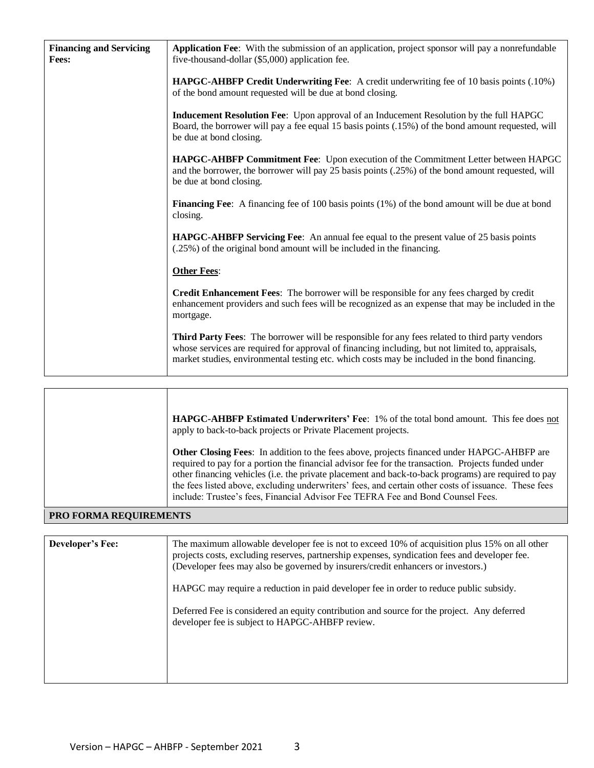| Financing and Servicing Fees: | **Application Fee**: With the submission of an application, project sponsor will pay a nonrefundable five-thousand-dollar ($5,000) application fee.<br><br>**HAPGC-AHBFP Credit Underwriting Fee**: A credit underwriting fee of 10 basis points (.10%) of the bond amount requested will be due at bond closing.<br><br>**Inducement Resolution Fee**: Upon approval of an Inducement Resolution by the full HAPGC Board, the borrower will pay a fee equal 15 basis points (.15%) of the bond amount requested, will be due at bond closing.<br><br>**HAPGC-AHBFP Commitment Fee**: Upon execution of the Commitment Letter between HAPGC and the borrower, the borrower will pay 25 basis points (.25%) of the bond amount requested, will be due at bond closing.<br><br>**Financing Fee**: A financing fee of 100 basis points (1%) of the bond amount will be due at bond closing.<br><br>**HAPGC-AHBFP Servicing Fee**: An annual fee equal to the present value of 25 basis points (.25%) of the original bond amount will be included in the financing.<br><br>**Other Fees**:<br><br>**Credit Enhancement Fees**: The borrower will be responsible for any fees charged by credit enhancement providers and such fees will be recognized as an expense that may be included in the mortgage.<br><br>**Third Party Fees**: The borrower will be responsible for any fees related to third party vendors whose services are required for approval of financing including, but not limited to, appraisals, market studies, environmental testing etc. which costs may be included in the bond financing. |
|---|---|
| | **HAPGC-AHBFP Estimated Underwriters' Fee**: 1% of the total bond amount. This fee does not apply to back-to-back projects or Private Placement projects.<br><br>**Other Closing Fees**: In addition to the fees above, projects financed under HAPGC-AHBFP are required to pay for a portion the financial advisor fee for the transaction. Projects funded under other financing vehicles (i.e. the private placement and back-to-back programs) are required to pay the fees listed above, excluding underwriters' fees, and certain other costs of issuance. These fees include: Trustee's fees, Financial Advisor Fee TEFRA Fee and Bond Counsel Fees. |

## PRO FORMA REQUIREMENTS

| Developer's Fee: | The maximum allowable developer fee is not to exceed 10% of acquisition plus 15% on all other projects costs, excluding reserves, partnership expenses, syndication fees and developer fee. (Developer fees may also be governed by insurers/credit enhancers or investors.)<br><br>HAPGC may require a reduction in paid developer fee in order to reduce public subsidy.<br><br>Deferred Fee is considered an equity contribution and source for the project. Any deferred developer fee is subject to HAPGC-AHBFP review. |
|---|---|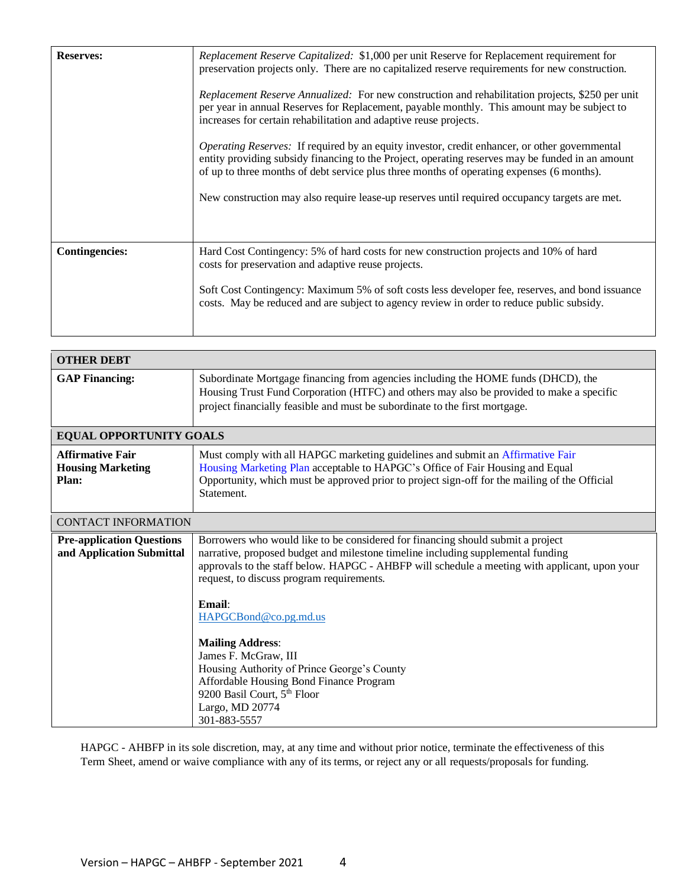| | |
|---|---|
| **Reserves:** | *Replacement Reserve Capitalized:* $1,000 per unit Reserve for Replacement requirement for preservation projects only. There are no capitalized reserve requirements for new construction.<br><br>*Replacement Reserve Annualized:* For new construction and rehabilitation projects, $250 per unit per year in annual Reserves for Replacement, payable monthly. This amount may be subject to increases for certain rehabilitation and adaptive reuse projects.<br><br>*Operating Reserves:* If required by an equity investor, credit enhancer, or other governmental entity providing subsidy financing to the Project, operating reserves may be funded in an amount of up to three months of debt service plus three months of operating expenses (6 months).<br><br>New construction may also require lease-up reserves until required occupancy targets are met. |
| **Contingencies:** | Hard Cost Contingency: 5% of hard costs for new construction projects and 10% of hard costs for preservation and adaptive reuse projects.<br><br>Soft Cost Contingency: Maximum 5% of soft costs less developer fee, reserves, and bond issuance costs. May be reduced and are subject to agency review in order to reduce public subsidy. |

| **OTHER DEBT** | |
|---|---|
| **GAP Financing:** | Subordinate Mortgage financing from agencies including the HOME funds (DHCD), the Housing Trust Fund Corporation (HTFC) and others may also be provided to make a specific project financially feasible and must be subordinate to the first mortgage. |
| **EQUAL OPPORTUNITY GOALS** | |
| **Affirmative Fair Housing Marketing Plan:** | Must comply with all HAPGC marketing guidelines and submit an Affirmative Fair Housing Marketing Plan acceptable to HAPGC's Office of Fair Housing and Equal Opportunity, which must be approved prior to project sign-off for the mailing of the Official Statement. |
| CONTACT INFORMATION | |
| **Pre-application Questions and Application Submittal** | Borrowers who would like to be considered for financing should submit a project narrative, proposed budget and milestone timeline including supplemental funding approvals to the staff below. HAPGC - AHBFP will schedule a meeting with applicant, upon your request, to discuss program requirements.<br><br>**Email**:<br>HAPGCBond@co.pg.md.us<br><br>**Mailing Address**:<br>James F. McGraw, III<br>Housing Authority of Prince George's County<br>Affordable Housing Bond Finance Program<br>9200 Basil Court, 5th Floor<br>Largo, MD 20774<br>301-883-5557 |

HAPGC - AHBFP in its sole discretion, may, at any time and without prior notice, terminate the effectiveness of this Term Sheet, amend or waive compliance with any of its terms, or reject any or all requests/proposals for funding.

Version – HAPGC – AHBFP - September 2021